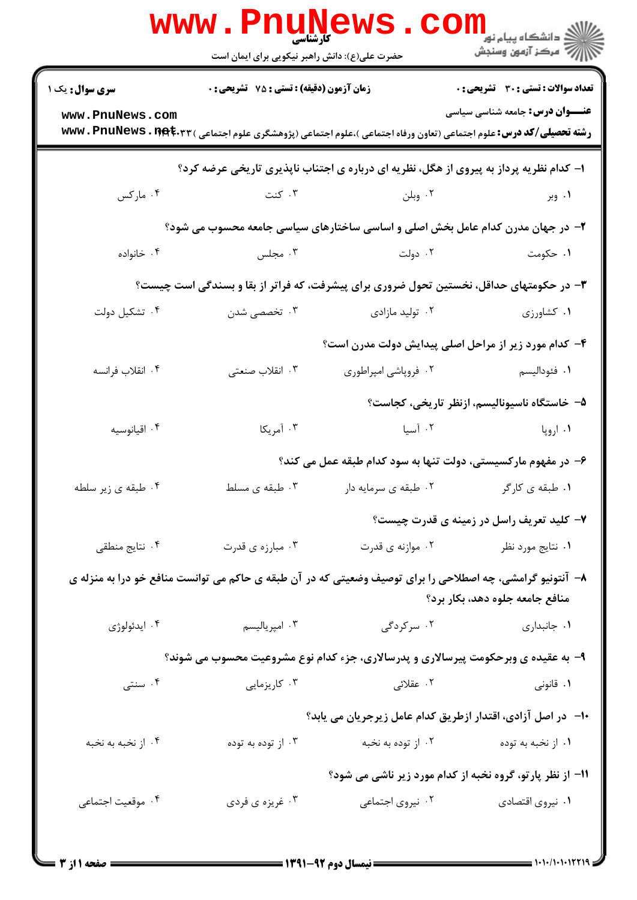کارشناسی

حضرت علی(ع): دانش راهبر نیکویی برای ایمان است

دانشگاه پیام نور
مرکز آزمون وسنجش

**سری سوال:** یک ۱ | **زمان آزمون (دقیقه) : تستی : ۷۵ تشریحی : ۰** | **تعداد سوالات : تستی : ۳۰ تشریحی : ۰**

**عنـــوان درس:** جامعه شناسی سیاسی

**رشته تحصیلی/کد درس:** علوم اجتماعی (تعاون ورفاه اجتماعی )،علوم اجتماعی (پژوهشگری علوم اجتماعی ) ۱۲۲۲۰۳۳

۱- کدام نظریه پرداز به پیروی از هگل، نظریه ای درباره ی اجتناب ناپذیری تاریخی عرضه کرد؟

۱. وبر
۲. وبلن
۳. کنت
۴. مارکس

۲- در جهان مدرن کدام عامل بخش اصلی و اساسی ساختارهای سیاسی جامعه محسوب می شود؟

۱. حکومت
۲. دولت
۳. مجلس
۴. خانواده

۳- در حکومتهای حداقل، نخستین تحول ضروری برای پیشرفت، که فراتر از بقا و بسندگی است چیست؟

۱. کشاورزی
۲. تولید مازادی
۳. تخصصی شدن
۴. تشکیل دولت

۴- کدام مورد زیر از مراحل اصلی پیدایش دولت مدرن است؟

۱. فئودالیسم
۲. فروپاشی امپراطوری
۳. انقلاب صنعتی
۴. انقلاب فرانسه

۵- خاستگاه ناسیونالیسم، ازنظر تاریخی، کجاست؟

۱. اروپا
۲. آسیا
۳. آمریکا
۴. اقیانوسیه

۶- در مفهوم مارکسیستی، دولت تنها به سود کدام طبقه عمل می کند؟

۱. طبقه ی کارگر
۲. طبقه ی سرمایه دار
۳. طبقه ی مسلط
۴. طبقه ی زیر سلطه

۷- کلید تعریف راسل در زمینه ی قدرت چیست؟

۱. نتایج مورد نظر
۲. موازنه ی قدرت
۳. مبارزه ی قدرت
۴. نتایج منطقی

۸- آنتونیو گرامشی، چه اصطلاحی را برای توصیف وضعیتی که در آن طبقه ی حاکم می توانست منافع خو درا به منزله ی منافع جامعه جلوه دهد، بکار برد؟

۱. جانبداری
۲. سرکردگی
۳. امپریالیسم
۴. ایدئولوژی

۹- به عقیده ی وبرحکومت پیرسالاری و پدرسالاری، جزء کدام نوع مشروعیت محسوب می شوند؟

۱. قانونی
۲. عقلائی
۳. کاریزمایی
۴. سنتی

۱۰- در اصل آزادی، اقتدار ازطریق کدام عامل زیرجریان می یابد؟

۱. از نخبه به توده
۲. از توده به نخبه
۳. از توده به توده
۴. از نخبه به نخبه

۱۱- از نظر پارتو، گروه نخبه از کدام مورد زیر ناشی می شود؟

۱. نیروی اقتصادی
۲. نیروی اجتماعی
۳. غریزه ی فردی
۴. موقعیت اجتماعی

نیمسال دوم ۹۲-۱۳۹۱

۱۰۱۰/۱۰۱۰۱۲۲۱۹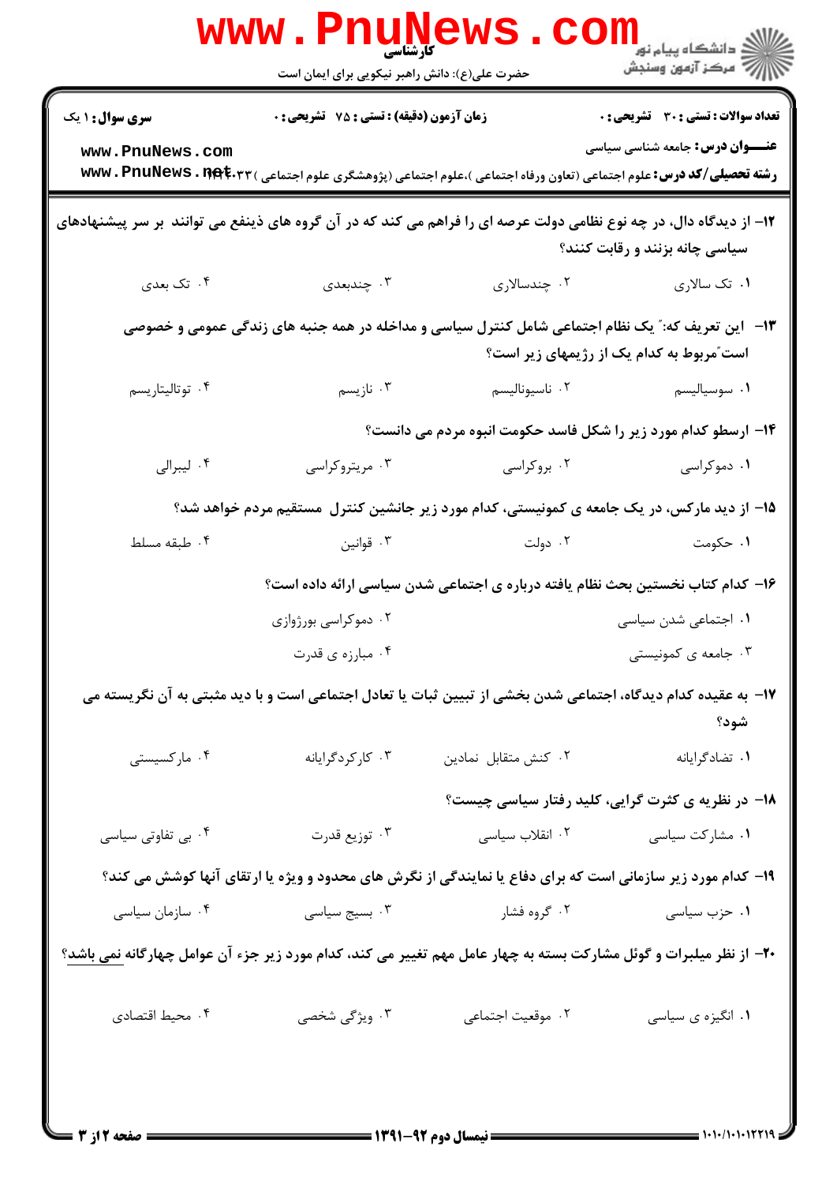**۱۲-** از دیدگاه دال، در چه نوع نظامی دولت عرصه ای را فراهم می کند که در آن گروه های ذینفع می توانند بر سر پیشنهادهای سیاسی چانه بزنند و رقابت کنند؟

۱. تک سالاری
۲. چندسالاری
۳. چندبعدی
۴. تک بعدی

**۱۳-** این تعریف که:" یک نظام اجتماعی شامل کنترل سیاسی و مداخله در همه جنبه های زندگی عمومی و خصوصی است"مربوط به کدام یک از رژیمهای زیر است؟

۱. سوسیالیسم
۲. ناسیونالیسم
۳. نازیسم
۴. توتالیتاریسم

**۱۴-** ارسطو کدام مورد زیر را شکل فاسد حکومت انبوه مردم می دانست؟

۱. دموکراسی
۲. بروکراسی
۳. مریتروکراسی
۴. لیبرالی

**۱۵-** از دید مارکس، در یک جامعه ی کمونیستی، کدام مورد زیر جانشین کنترل مستقیم مردم خواهد شد؟

۱. حکومت
۲. دولت
۳. قوانین
۴. طبقه مسلط

**۱۶-** کدام کتاب نخستین بحث نظام یافته درباره ی اجتماعی شدن سیاسی ارائه داده است؟

۱. اجتماعی شدن سیاسی
۲. دموکراسی بورژوازی
۳. جامعه ی کمونیستی
۴. مبارزه ی قدرت

**۱۷-** به عقیده کدام دیدگاه، اجتماعی شدن بخشی از تبیین ثبات یا تعادل اجتماعی است و با دید مثبتی به آن نگریسته می شود؟

۱. تضادگرایانه
۲. کنش متقابل نمادین
۳. کارکردگرایانه
۴. مارکسیستی

**۱۸-** در نظریه ی کثرت گرایی، کلید رفتار سیاسی چیست؟

۱. مشارکت سیاسی
۲. انقلاب سیاسی
۳. توزیع قدرت
۴. بی تفاوتی سیاسی

**۱۹-** کدام مورد زیر سازمانی است که برای دفاع یا نمایندگی از نگرش های محدود و ویژه یا ارتقای آنها کوشش می کند؟

۱. حزب سیاسی
۲. گروه فشار
۳. بسیج سیاسی
۴. سازمان سیاسی

**۲۰-** از نظر میلبرات و گوئل مشارکت بسته به چهار عامل مهم تغییر می کند، کدام مورد زیر جزء آن عوامل چهارگانه نمی باشد؟

۱. انگیزه ی سیاسی
۲. موقعیت اجتماعی
۳. ویژگی شخصی
۴. محیط اقتصادی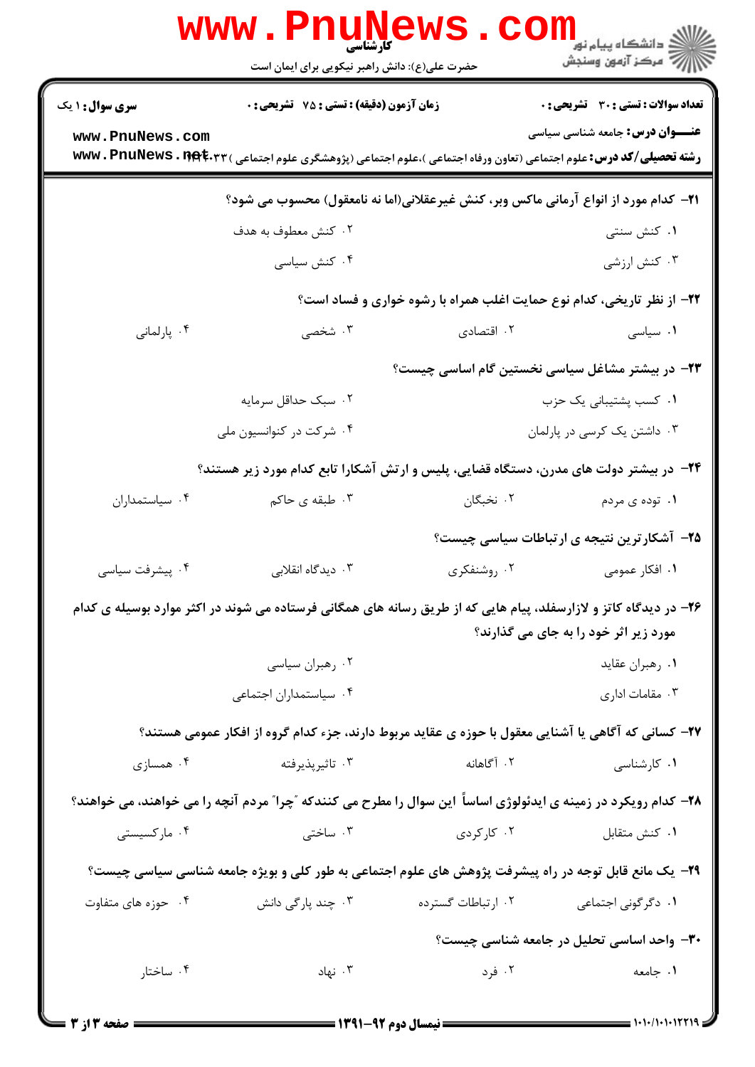۲۱- کدام مورد از انواع آرمانی ماکس وبر، کنش غیرعقلانی(اما نه نامعقول) محسوب می شود؟

۱. کنش سنتی
۲. کنش معطوف به هدف
۳. کنش ارزشی
۴. کنش سیاسی

۲۲- از نظر تاریخی، کدام نوع حمایت اغلب همراه با رشوه خواری و فساد است؟

۱. سیاسی
۲. اقتصادی
۳. شخصی
۴. پارلمانی

۲۳- در بیشتر مشاغل سیاسی نخستین گام اساسی چیست؟

۱. کسب پشتیبانی یک حزب
۲. سبک حداقل سرمایه
۳. داشتن یک کرسی در پارلمان
۴. شرکت در کنوانسیون ملی

۲۴- در بیشتر دولت های مدرن، دستگاه قضایی، پلیس و ارتش آشکارا تابع کدام مورد زیر هستند؟

۱. توده ی مردم
۲. نخبگان
۳. طبقه ی حاکم
۴. سیاستمداران

۲۵- آشکارترین نتیجه ی ارتباطات سیاسی چیست؟

۱. افکار عمومی
۲. روشنفکری
۳. دیدگاه انقلابی
۴. پیشرفت سیاسی

۲۶- در دیدگاه کاتز و لازارسفلد، پیام هایی که از طریق رسانه های همگانی فرستاده می شوند در اکثر موارد بوسیله ی کدام مورد زیر اثر خود را به جای می گذارند؟

۱. رهبران عقاید
۲. رهبران سیاسی
۳. مقامات اداری
۴. سیاستمداران اجتماعی

۲۷- کسانی که آگاهی یا آشنایی معقول با حوزه ی عقاید مربوط دارند، جزء کدام گروه از افکار عمومی هستند؟

۱. کارشناسی
۲. آگاهانه
۳. تاثیرپذیرفته
۴. همسازی

۲۸- کدام رویکرد در زمینه ی ایدئولوژی اساساً این سوال را مطرح می کنندکه "چرا" مردم آنچه را می خواهند، می خواهند؟

۱. کنش متقابل
۲. کارکردی
۳. ساختی
۴. مارکسیستی

۲۹- یک مانع قابل توجه در راه پیشرفت پژوهش های علوم اجتماعی به طور کلی و بویژه جامعه شناسی سیاسی چیست؟

۱. دگرگونی اجتماعی
۲. ارتباطات گسترده
۳. چند پارگی دانش
۴. حوزه های متفاوت

۳۰- واحد اساسی تحلیل در جامعه شناسی چیست؟

۱. جامعه
۲. فرد
۳. نهاد
۴. ساختار